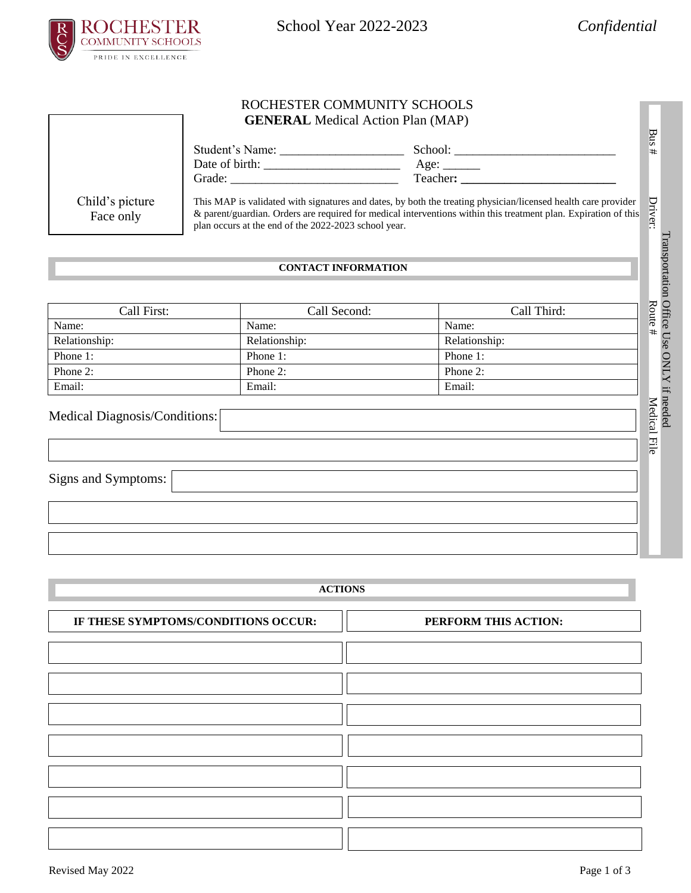ROCHESTER COMMUNITY SCHOOLS
PRIDE IN EXCELLENCE

School Year 2022-2023 *Confidential*

# ROCHESTER COMMUNITY SCHOOLS
## **GENERAL** Medical Action Plan (MAP)

Child's picture
Face only

Student's Name: ____________________ School: __________________________
Date of birth: ______________________ Age: ______
Grade: ___________________________ Teacher**:** ________________________

This MAP is validated with signatures and dates, by both the treating physician/licensed health care provider & parent/guardian. Orders are required for medical interventions within this treatment plan. Expiration of this plan occurs at the end of the 2022-2023 school year.

Transportation Office Use ONLY if needed
Bus #
Driver:
Route #
Medical File

### CONTACT INFORMATION

| Call First: | Call Second: | Call Third: |
|---|---|---|
| Name: | Name: | Name: |
| Relationship: | Relationship: | Relationship: |
| Phone 1: | Phone 1: | Phone 1: |
| Phone 2: | Phone 2: | Phone 2: |
| Email: | Email: | Email: |

Medical Diagnosis/Conditions:

Signs and Symptoms:

### ACTIONS

| IF THESE SYMPTOMS/CONDITIONS OCCUR: | PERFORM THIS ACTION: |
|---|---|
| | |
| | |
| | |
| | |
| | |
| | |
| | |

Revised May 2022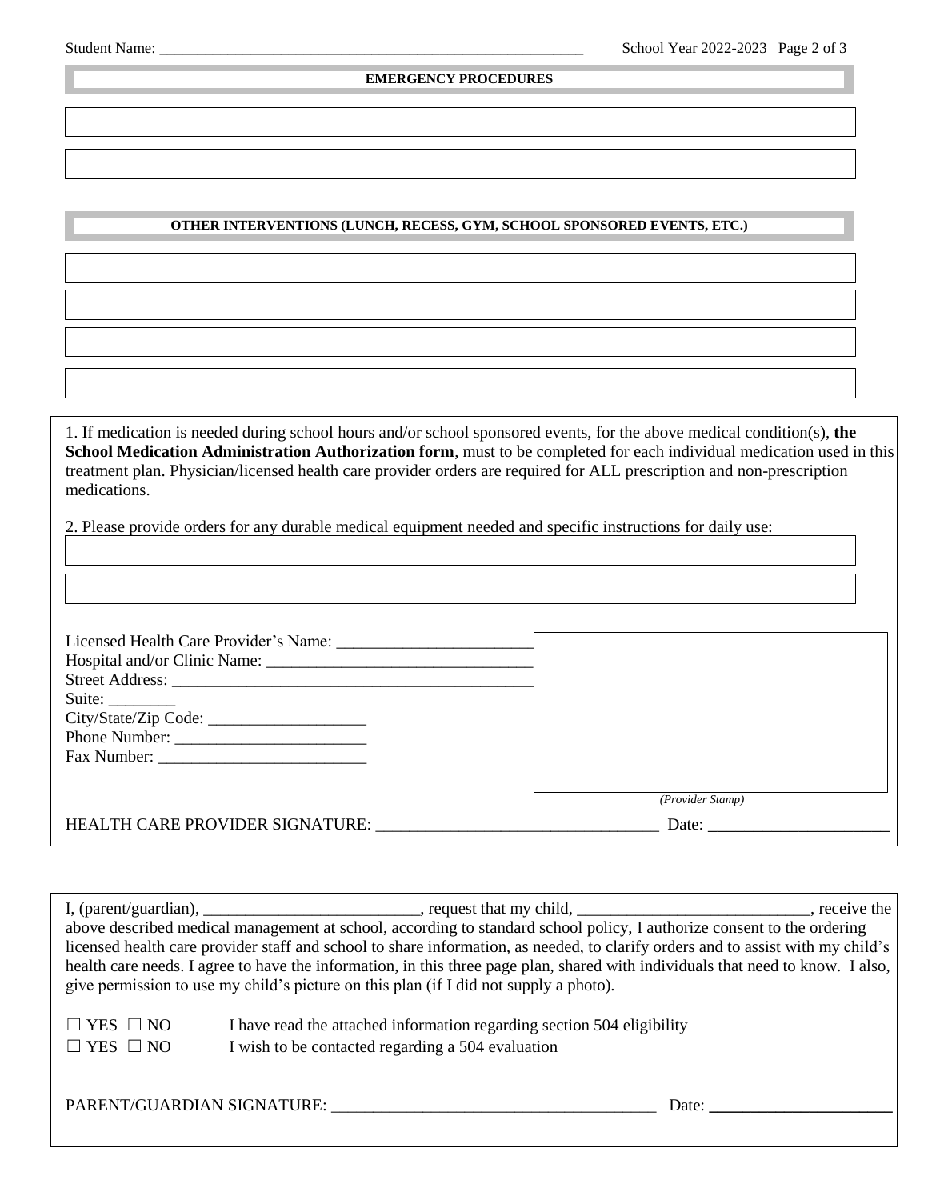Student Name: ________________________________________________________

## EMERGENCY PROCEDURES

## OTHER INTERVENTIONS (LUNCH, RECESS, GYM, SCHOOL SPONSORED EVENTS, ETC.)

1. If medication is needed during school hours and/or school sponsored events, for the above medical condition(s), **the School Medication Administration Authorization form**, must to be completed for each individual medication used in this treatment plan. Physician/licensed health care provider orders are required for ALL prescription and non-prescription medications.

2. Please provide orders for any durable medical equipment needed and specific instructions for daily use:

Licensed Health Care Provider's Name: ________________________
Hospital and/or Clinic Name: ________________________________
Street Address: ____________________________________________
Suite: ________
City/State/Zip Code: ___________________
Phone Number: _______________________
Fax Number: _________________________

*(Provider Stamp)*

HEALTH CARE PROVIDER SIGNATURE: __________________________________ Date: ______________________

I, (parent/guardian), __________________________, request that my child, ____________________________, receive the above described medical management at school, according to standard school policy, I authorize consent to the ordering licensed health care provider staff and school to share information, as needed, to clarify orders and to assist with my child's health care needs. I agree to have the information, in this three page plan, shared with individuals that need to know. I also, give permission to use my child's picture on this plan (if I did not supply a photo).

☐ YES ☐ NO I have read the attached information regarding section 504 eligibility
☐ YES ☐ NO I wish to be contacted regarding a 504 evaluation

PARENT/GUARDIAN SIGNATURE: _______________________________________ Date: ______________________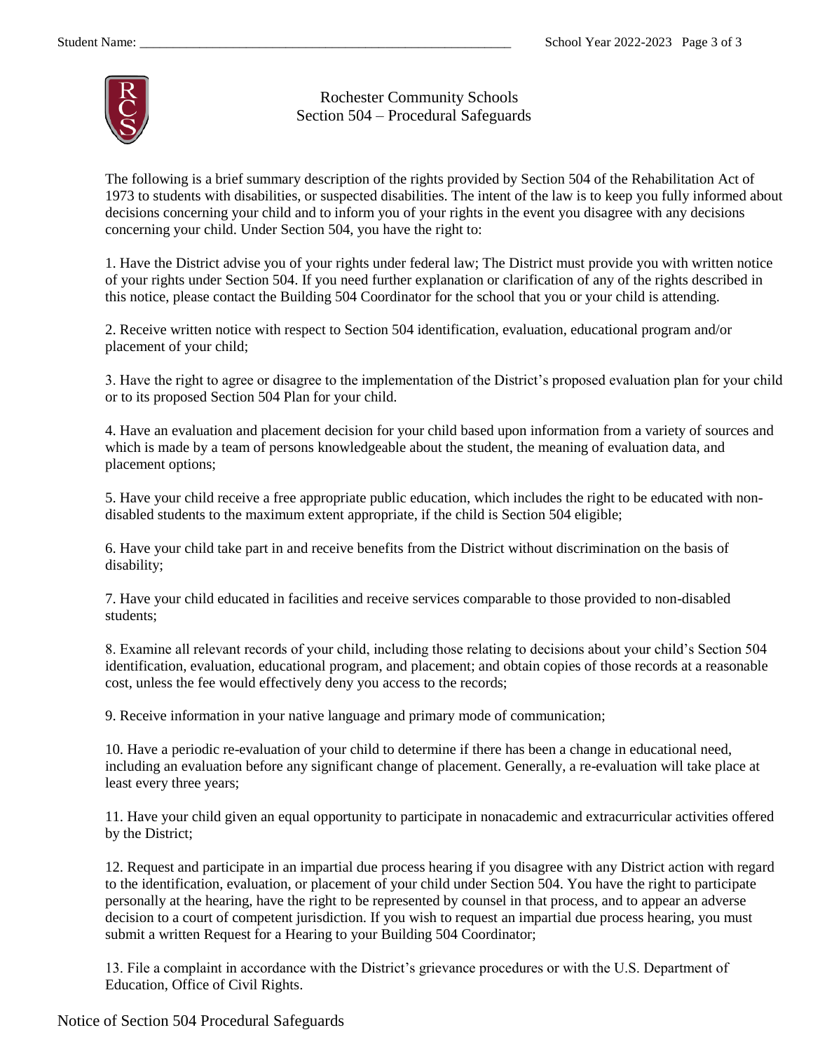# Rochester Community Schools
## Section 504 – Procedural Safeguards

The following is a brief summary description of the rights provided by Section 504 of the Rehabilitation Act of 1973 to students with disabilities, or suspected disabilities. The intent of the law is to keep you fully informed about decisions concerning your child and to inform you of your rights in the event you disagree with any decisions concerning your child. Under Section 504, you have the right to:

1. Have the District advise you of your rights under federal law; The District must provide you with written notice of your rights under Section 504. If you need further explanation or clarification of any of the rights described in this notice, please contact the Building 504 Coordinator for the school that you or your child is attending.

2. Receive written notice with respect to Section 504 identification, evaluation, educational program and/or placement of your child;

3. Have the right to agree or disagree to the implementation of the District's proposed evaluation plan for your child or to its proposed Section 504 Plan for your child.

4. Have an evaluation and placement decision for your child based upon information from a variety of sources and which is made by a team of persons knowledgeable about the student, the meaning of evaluation data, and placement options;

5. Have your child receive a free appropriate public education, which includes the right to be educated with non-disabled students to the maximum extent appropriate, if the child is Section 504 eligible;

6. Have your child take part in and receive benefits from the District without discrimination on the basis of disability;

7. Have your child educated in facilities and receive services comparable to those provided to non-disabled students;

8. Examine all relevant records of your child, including those relating to decisions about your child's Section 504 identification, evaluation, educational program, and placement; and obtain copies of those records at a reasonable cost, unless the fee would effectively deny you access to the records;

9. Receive information in your native language and primary mode of communication;

10. Have a periodic re-evaluation of your child to determine if there has been a change in educational need, including an evaluation before any significant change of placement. Generally, a re-evaluation will take place at least every three years;

11. Have your child given an equal opportunity to participate in nonacademic and extracurricular activities offered by the District;

12. Request and participate in an impartial due process hearing if you disagree with any District action with regard to the identification, evaluation, or placement of your child under Section 504. You have the right to participate personally at the hearing, have the right to be represented by counsel in that process, and to appear an adverse decision to a court of competent jurisdiction. If you wish to request an impartial due process hearing, you must submit a written Request for a Hearing to your Building 504 Coordinator;

13. File a complaint in accordance with the District's grievance procedures or with the U.S. Department of Education, Office of Civil Rights.